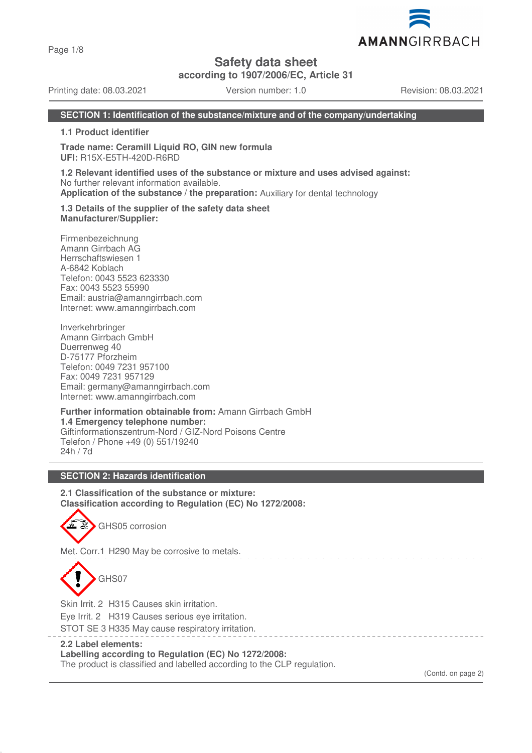# Safety data sheet

**according to 1907/2006/EC, Article 31**

Printing date: 08.03.2021 Version number: 1.0 Revision: 08.03.2021

## SECTION 1: Identification of the substance/mixture and of the company/undertaking

**1.1 Product identifier**

**Trade name: Ceramill Liquid RO, GIN new formula**
**UFI:** R15X-E5TH-420D-R6RD

**1.2 Relevant identified uses of the substance or mixture and uses advised against:**
No further relevant information available.
**Application of the substance / the preparation:** Auxiliary for dental technology

**1.3 Details of the supplier of the safety data sheet**
**Manufacturer/Supplier:**

Firmenbezeichnung
Amann Girrbach AG
Herrschaftswiesen 1
A-6842 Koblach
Telefon: 0043 5523 623330
Fax: 0043 5523 55990
Email: austria@amanngirrbach.com
Internet: www.amanngirrbach.com

Inverkehrbringer
Amann Girrbach GmbH
Duerrenweg 40
D-75177 Pforzheim
Telefon: 0049 7231 957100
Fax: 0049 7231 957129
Email: germany@amanngirrbach.com
Internet: www.amanngirrbach.com

**Further information obtainable from:** Amann Girrbach GmbH
**1.4 Emergency telephone number:**
Giftinformationszentrum-Nord / GIZ-Nord Poisons Centre
Telefon / Phone +49 (0) 551/19240
24h / 7d

## SECTION 2: Hazards identification

**2.1 Classification of the substance or mixture:**
**Classification according to Regulation (EC) No 1272/2008:**

GHS05 corrosion

Met. Corr.1 H290 May be corrosive to metals.

GHS07

Skin Irrit. 2 H315 Causes skin irritation.

Eye Irrit. 2 H319 Causes serious eye irritation.

STOT SE 3 H335 May cause respiratory irritation.

**2.2 Label elements:**
**Labelling according to Regulation (EC) No 1272/2008:**
The product is classified and labelled according to the CLP regulation.

(Contd. on page 2)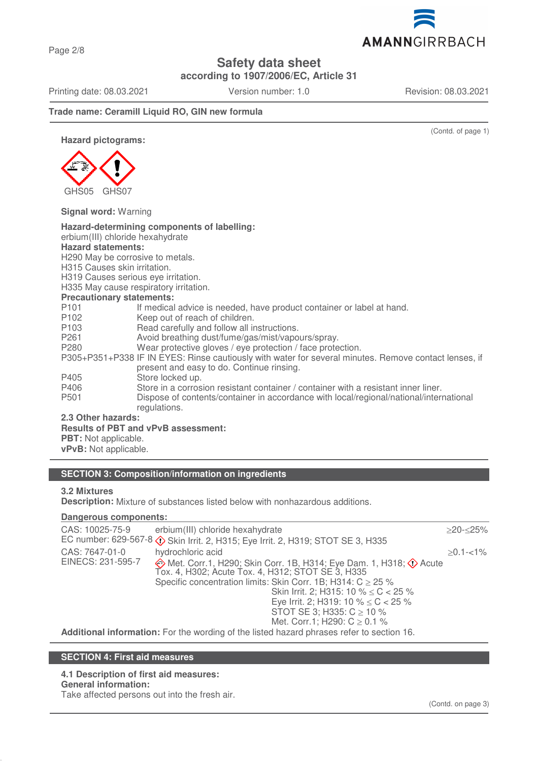Safety data sheet

according to 1907/2006/EC, Article 31

Printing date: 08.03.2021 Version number: 1.0 Revision: 08.03.2021

**Trade name: Ceramill Liquid RO, GIN new formula**

(Contd. of page 1)

**Hazard pictograms:**

GHS05 GHS07

**Signal word:** Warning

**Hazard-determining components of labelling:**
erbium(III) chloride hexahydrate

**Hazard statements:**
H290 May be corrosive to metals.
H315 Causes skin irritation.
H319 Causes serious eye irritation.
H335 May cause respiratory irritation.

**Precautionary statements:**

| | |
|---|---|
| P101 | If medical advice is needed, have product container or label at hand. |
| P102 | Keep out of reach of children. |
| P103 | Read carefully and follow all instructions. |
| P261 | Avoid breathing dust/fume/gas/mist/vapours/spray. |
| P280 | Wear protective gloves / eye protection / face protection. |
| P305+P351+P338 | IF IN EYES: Rinse cautiously with water for several minutes. Remove contact lenses, if present and easy to do. Continue rinsing. |
| P405 | Store locked up. |
| P406 | Store in a corrosion resistant container / container with a resistant inner liner. |
| P501 | Dispose of contents/container in accordance with local/regional/national/international regulations. |

**2.3 Other hazards:**

**Results of PBT and vPvB assessment:**

**PBT:** Not applicable.

**vPvB:** Not applicable.

## SECTION 3: Composition/information on ingredients

**3.2 Mixtures**

**Description:** Mixture of substances listed below with nonhazardous additions.

**Dangerous components:**

| | | |
|---|---|---|
| CAS: 10025-75-9<br>EC number: 629-567-8 | erbium(III) chloride hexahydrate<br>Skin Irrit. 2, H315; Eye Irrit. 2, H319; STOT SE 3, H335 | ≥20-≤25% |
| CAS: 7647-01-0<br>EINECS: 231-595-7 | hydrochloric acid<br>Met. Corr.1, H290; Skin Corr. 1B, H314; Eye Dam. 1, H318; Acute Tox. 4, H302; Acute Tox. 4, H312; STOT SE 3, H335<br>Specific concentration limits: Skin Corr. 1B; H314: C ≥ 25 %<br>Skin Irrit. 2; H315: 10 % ≤ C < 25 %<br>Eye Irrit. 2; H319: 10 % ≤ C < 25 %<br>STOT SE 3; H335: C ≥ 10 %<br>Met. Corr.1; H290: C ≥ 0.1 % | ≥0.1-<1% |

**Additional information:** For the wording of the listed hazard phrases refer to section 16.

## SECTION 4: First aid measures

**4.1 Description of first aid measures:**

**General information:**
Take affected persons out into the fresh air.

(Contd. on page 3)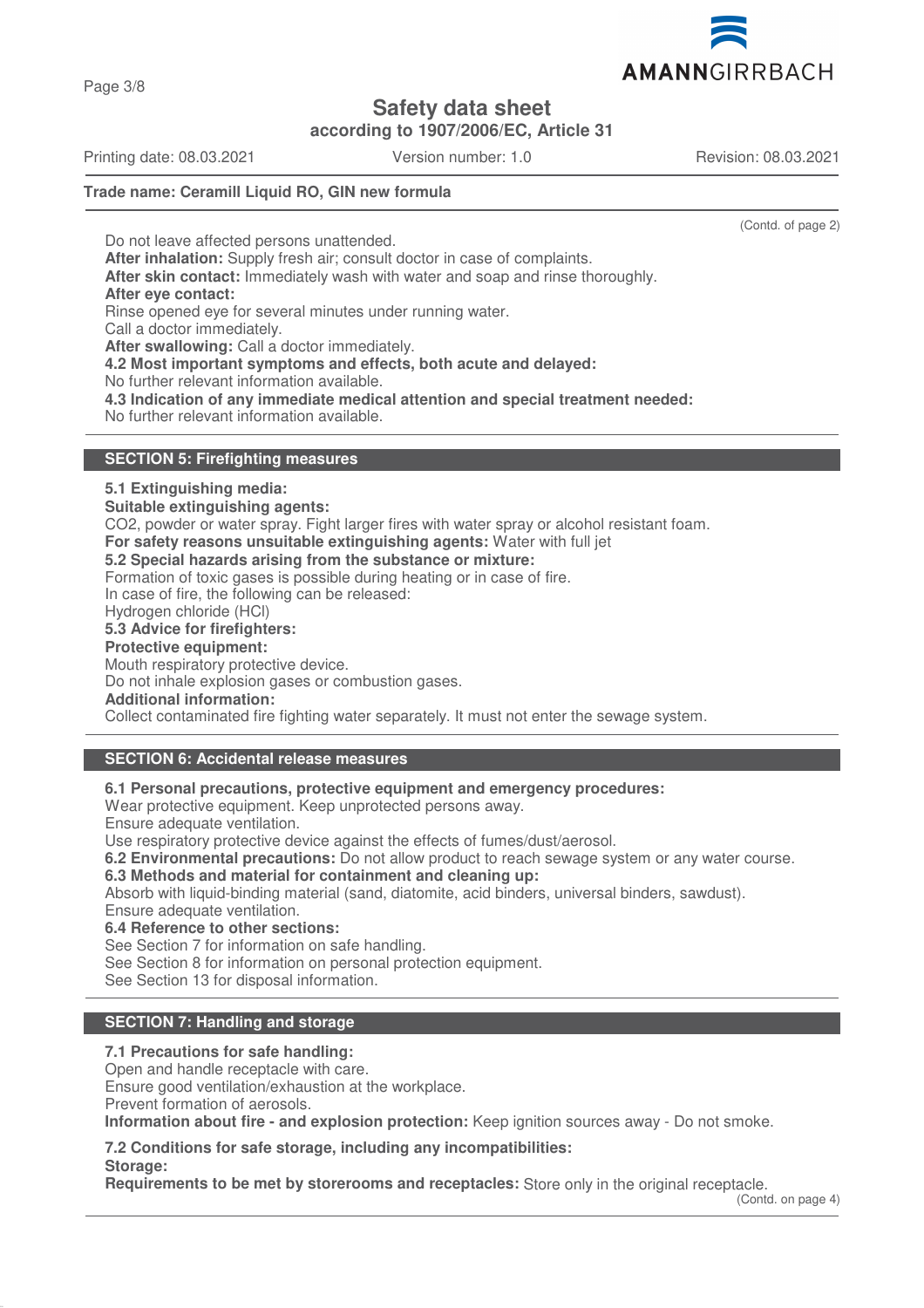Do not leave affected persons unattended.
**After inhalation:** Supply fresh air; consult doctor in case of complaints.
**After skin contact:** Immediately wash with water and soap and rinse thoroughly.
**After eye contact:**
Rinse opened eye for several minutes under running water.
Call a doctor immediately.
**After swallowing:** Call a doctor immediately.
**4.2 Most important symptoms and effects, both acute and delayed:**
No further relevant information available.
**4.3 Indication of any immediate medical attention and special treatment needed:**
No further relevant information available.

## SECTION 5: Firefighting measures

**5.1 Extinguishing media:**
**Suitable extinguishing agents:**
CO2, powder or water spray. Fight larger fires with water spray or alcohol resistant foam.
**For safety reasons unsuitable extinguishing agents:** Water with full jet
**5.2 Special hazards arising from the substance or mixture:**
Formation of toxic gases is possible during heating or in case of fire.
In case of fire, the following can be released:
Hydrogen chloride (HCl)
**5.3 Advice for firefighters:**
**Protective equipment:**
Mouth respiratory protective device.
Do not inhale explosion gases or combustion gases.
**Additional information:**
Collect contaminated fire fighting water separately. It must not enter the sewage system.

## SECTION 6: Accidental release measures

**6.1 Personal precautions, protective equipment and emergency procedures:**
Wear protective equipment. Keep unprotected persons away.
Ensure adequate ventilation.
Use respiratory protective device against the effects of fumes/dust/aerosol.
**6.2 Environmental precautions:** Do not allow product to reach sewage system or any water course.
**6.3 Methods and material for containment and cleaning up:**
Absorb with liquid-binding material (sand, diatomite, acid binders, universal binders, sawdust).
Ensure adequate ventilation.
**6.4 Reference to other sections:**
See Section 7 for information on safe handling.
See Section 8 for information on personal protection equipment.
See Section 13 for disposal information.

## SECTION 7: Handling and storage

**7.1 Precautions for safe handling:**
Open and handle receptacle with care.
Ensure good ventilation/exhaustion at the workplace.
Prevent formation of aerosols.
**Information about fire - and explosion protection:** Keep ignition sources away - Do not smoke.

**7.2 Conditions for safe storage, including any incompatibilities:**
**Storage:**
**Requirements to be met by storerooms and receptacles:** Store only in the original receptacle.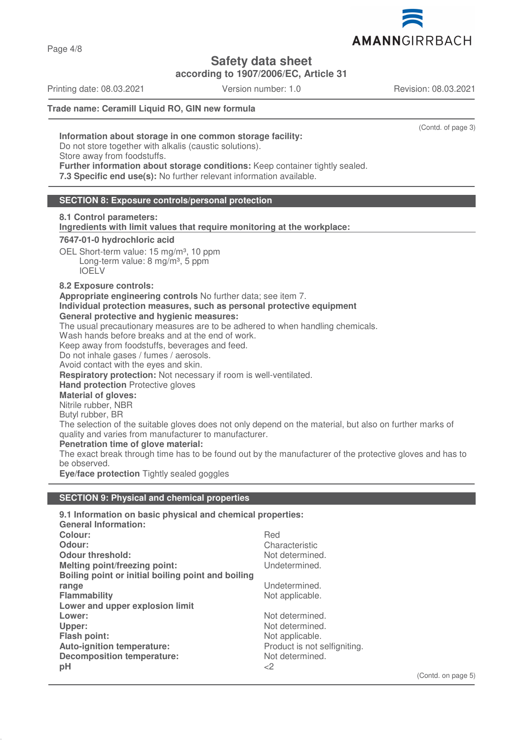Trade name: Ceramill Liquid RO, GIN new formula

(Contd. of page 3)

**Information about storage in one common storage facility:**
Do not store together with alkalis (caustic solutions).
Store away from foodstuffs.
**Further information about storage conditions:** Keep container tightly sealed.
**7.3 Specific end use(s):** No further relevant information available.

## SECTION 8: Exposure controls/personal protection

**8.1 Control parameters:**
**Ingredients with limit values that require monitoring at the workplace:**

**7647-01-0 hydrochloric acid**

OEL Short-term value: 15 mg/m³, 10 ppm
Long-term value: 8 mg/m³, 5 ppm
IOELV

**8.2 Exposure controls:**
**Appropriate engineering controls** No further data; see item 7.
**Individual protection measures, such as personal protective equipment**
**General protective and hygienic measures:**
The usual precautionary measures are to be adhered to when handling chemicals.
Wash hands before breaks and at the end of work.
Keep away from foodstuffs, beverages and feed.
Do not inhale gases / fumes / aerosols.
Avoid contact with the eyes and skin.
**Respiratory protection:** Not necessary if room is well-ventilated.
**Hand protection** Protective gloves
**Material of gloves:**
Nitrile rubber, NBR
Butyl rubber, BR
The selection of the suitable gloves does not only depend on the material, but also on further marks of quality and varies from manufacturer to manufacturer.
**Penetration time of glove material:**
The exact break through time has to be found out by the manufacturer of the protective gloves and has to be observed.
**Eye/face protection** Tightly sealed goggles

## SECTION 9: Physical and chemical properties

**9.1 Information on basic physical and chemical properties:**
**General Information:**

| | |
|---|---|
| **Colour:** | Red |
| **Odour:** | Characteristic |
| **Odour threshold:** | Not determined. |
| **Melting point/freezing point:** | Undetermined. |
| **Boiling point or initial boiling point and boiling range** | Undetermined. |
| **Flammability** | Not applicable. |
| **Lower and upper explosion limit** | |
| **Lower:** | Not determined. |
| **Upper:** | Not determined. |
| **Flash point:** | Not applicable. |
| **Auto-ignition temperature:** | Product is not selfigniting. |
| **Decomposition temperature:** | Not determined. |
| **pH** | <2 |

(Contd. on page 5)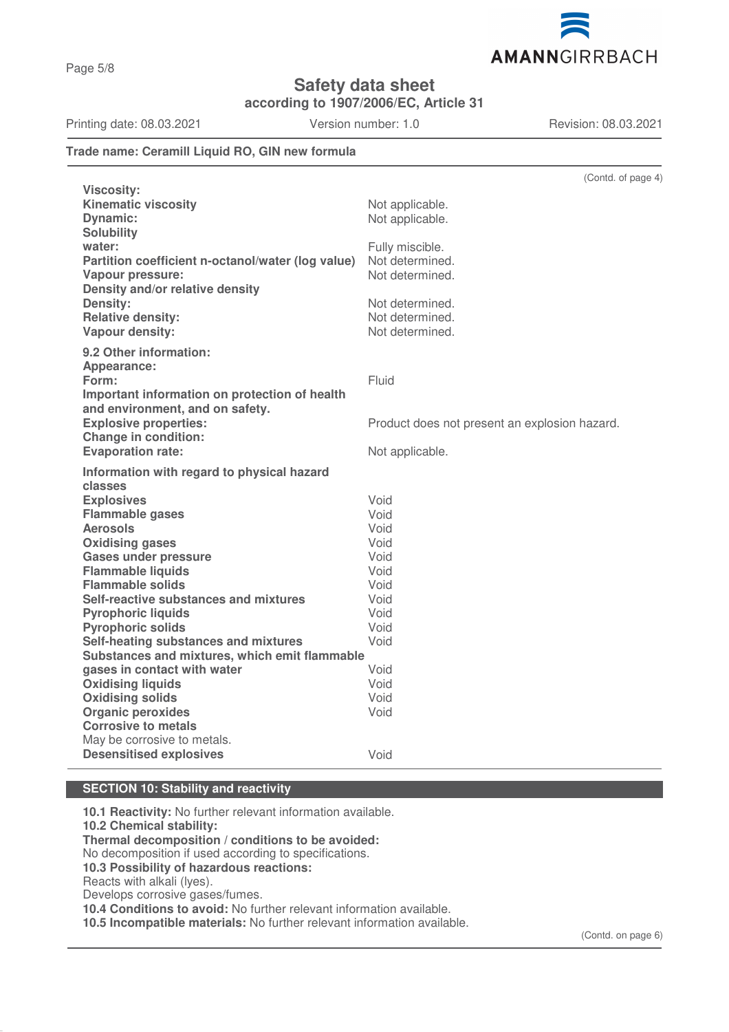**Trade name: Ceramill Liquid RO, GIN new formula**

(Contd. of page 4)

| | |
|---|---|
| **Viscosity:** | |
| **Kinematic viscosity** | Not applicable. |
| **Dynamic:** | Not applicable. |
| **Solubility** | |
| **water:** | Fully miscible. |
| **Partition coefficient n-octanol/water (log value)** | Not determined. |
| **Vapour pressure:** | Not determined. |
| **Density and/or relative density** | |
| **Density:** | Not determined. |
| **Relative density:** | Not determined. |
| **Vapour density:** | Not determined. |
| **9.2 Other information:** | |
| **Appearance:** | |
| **Form:** | Fluid |
| **Important information on protection of health and environment, and on safety.** | |
| **Explosive properties:** | Product does not present an explosion hazard. |
| **Change in condition:** | |
| **Evaporation rate:** | Not applicable. |
| **Information with regard to physical hazard classes** | |
| **Explosives** | Void |
| **Flammable gases** | Void |
| **Aerosols** | Void |
| **Oxidising gases** | Void |
| **Gases under pressure** | Void |
| **Flammable liquids** | Void |
| **Flammable solids** | Void |
| **Self-reactive substances and mixtures** | Void |
| **Pyrophoric liquids** | Void |
| **Pyrophoric solids** | Void |
| **Self-heating substances and mixtures** | Void |
| **Substances and mixtures, which emit flammable gases in contact with water** | Void |
| **Oxidising liquids** | Void |
| **Oxidising solids** | Void |
| **Organic peroxides** | Void |
| **Corrosive to metals** | |
| May be corrosive to metals. | |
| **Desensitised explosives** | Void |

## SECTION 10: Stability and reactivity

**10.1 Reactivity:** No further relevant information available.
**10.2 Chemical stability:**
**Thermal decomposition / conditions to be avoided:**
No decomposition if used according to specifications.
**10.3 Possibility of hazardous reactions:**
Reacts with alkali (lyes).
Develops corrosive gases/fumes.
**10.4 Conditions to avoid:** No further relevant information available.
**10.5 Incompatible materials:** No further relevant information available.

(Contd. on page 6)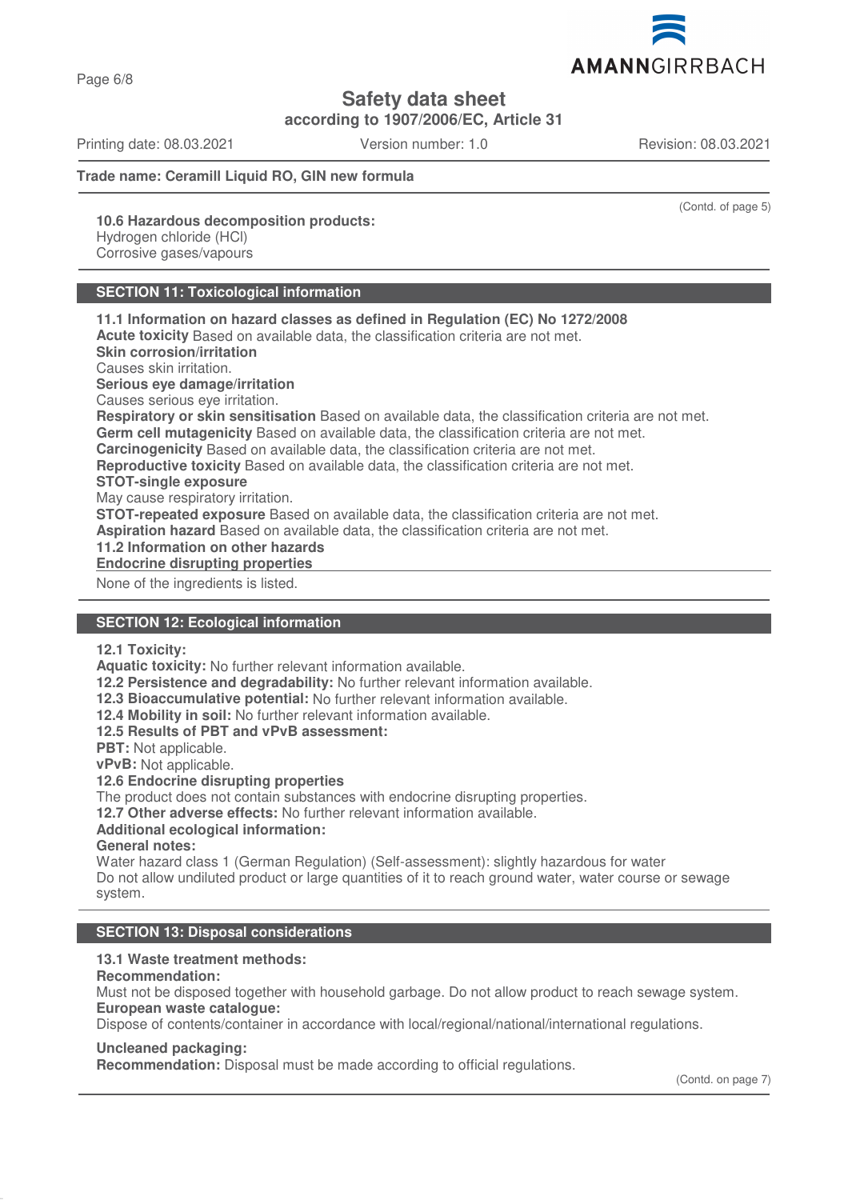**Safety data sheet**
**according to 1907/2006/EC, Article 31**

Printing date: 08.03.2021 Version number: 1.0 Revision: 08.03.2021

**Trade name: Ceramill Liquid RO, GIN new formula**

(Contd. of page 5)

**10.6 Hazardous decomposition products:**
Hydrogen chloride (HCl)
Corrosive gases/vapours

## SECTION 11: Toxicological information

**11.1 Information on hazard classes as defined in Regulation (EC) No 1272/2008**
**Acute toxicity** Based on available data, the classification criteria are not met.
**Skin corrosion/irritation**
Causes skin irritation.
**Serious eye damage/irritation**
Causes serious eye irritation.
**Respiratory or skin sensitisation** Based on available data, the classification criteria are not met.
**Germ cell mutagenicity** Based on available data, the classification criteria are not met.
**Carcinogenicity** Based on available data, the classification criteria are not met.
**Reproductive toxicity** Based on available data, the classification criteria are not met.
**STOT-single exposure**
May cause respiratory irritation.
**STOT-repeated exposure** Based on available data, the classification criteria are not met.
**Aspiration hazard** Based on available data, the classification criteria are not met.
**11.2 Information on other hazards**
**Endocrine disrupting properties**
None of the ingredients is listed.

## SECTION 12: Ecological information

**12.1 Toxicity:**
**Aquatic toxicity:** No further relevant information available.
**12.2 Persistence and degradability:** No further relevant information available.
**12.3 Bioaccumulative potential:** No further relevant information available.
**12.4 Mobility in soil:** No further relevant information available.
**12.5 Results of PBT and vPvB assessment:**
**PBT:** Not applicable.
**vPvB:** Not applicable.
**12.6 Endocrine disrupting properties**
The product does not contain substances with endocrine disrupting properties.
**12.7 Other adverse effects:** No further relevant information available.
**Additional ecological information:**
**General notes:**
Water hazard class 1 (German Regulation) (Self-assessment): slightly hazardous for water
Do not allow undiluted product or large quantities of it to reach ground water, water course or sewage system.

## SECTION 13: Disposal considerations

**13.1 Waste treatment methods:**
**Recommendation:**
Must not be disposed together with household garbage. Do not allow product to reach sewage system.
**European waste catalogue:**
Dispose of contents/container in accordance with local/regional/national/international regulations.

**Uncleaned packaging:**
**Recommendation:** Disposal must be made according to official regulations.

(Contd. on page 7)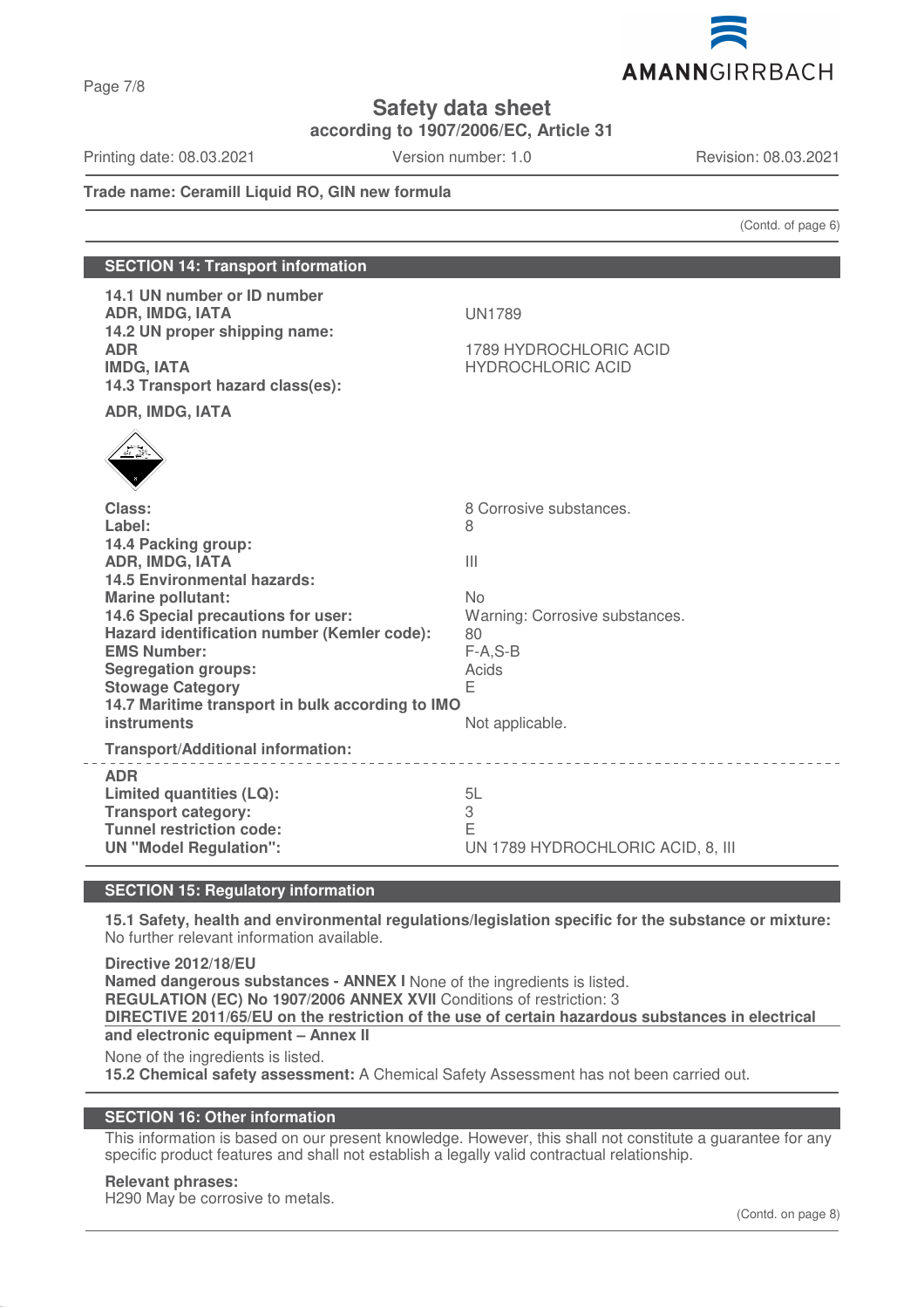**Safety data sheet**
**according to 1907/2006/EC, Article 31**

Printing date: 08.03.2021 | Version number: 1.0 | Revision: 08.03.2021

**Trade name: Ceramill Liquid RO, GIN new formula**

(Contd. of page 6)

## SECTION 14: Transport information

| | |
|---|---|
| **14.1 UN number or ID number** | |
| **ADR, IMDG, IATA** | UN1789 |
| **14.2 UN proper shipping name:** | |
| **ADR** | 1789 HYDROCHLORIC ACID |
| **IMDG, IATA** | HYDROCHLORIC ACID |
| **14.3 Transport hazard class(es):** | |
| **ADR, IMDG, IATA** | |
| **Class:** | 8 Corrosive substances. |
| **Label:** | 8 |
| **14.4 Packing group:** | |
| **ADR, IMDG, IATA** | III |
| **14.5 Environmental hazards:** | |
| **Marine pollutant:** | No |
| **14.6 Special precautions for user:** | Warning: Corrosive substances. |
| **Hazard identification number (Kemler code):** | 80 |
| **EMS Number:** | F-A,S-B |
| **Segregation groups:** | Acids |
| **Stowage Category** | E |
| **14.7 Maritime transport in bulk according to IMO instruments** | Not applicable. |

**Transport/Additional information:**

| | |
|---|---|
| **ADR** | |
| **Limited quantities (LQ):** | 5L |
| **Transport category:** | 3 |
| **Tunnel restriction code:** | E |
| **UN "Model Regulation":** | UN 1789 HYDROCHLORIC ACID, 8, III |

## SECTION 15: Regulatory information

**15.1 Safety, health and environmental regulations/legislation specific for the substance or mixture:**
No further relevant information available.

**Directive 2012/18/EU**
**Named dangerous substances - ANNEX I** None of the ingredients is listed.
**REGULATION (EC) No 1907/2006 ANNEX XVII** Conditions of restriction: 3
**DIRECTIVE 2011/65/EU on the restriction of the use of certain hazardous substances in electrical and electronic equipment – Annex II**

None of the ingredients is listed.
**15.2 Chemical safety assessment:** A Chemical Safety Assessment has not been carried out.

## SECTION 16: Other information

This information is based on our present knowledge. However, this shall not constitute a guarantee for any specific product features and shall not establish a legally valid contractual relationship.

**Relevant phrases:**
H290 May be corrosive to metals.

(Contd. on page 8)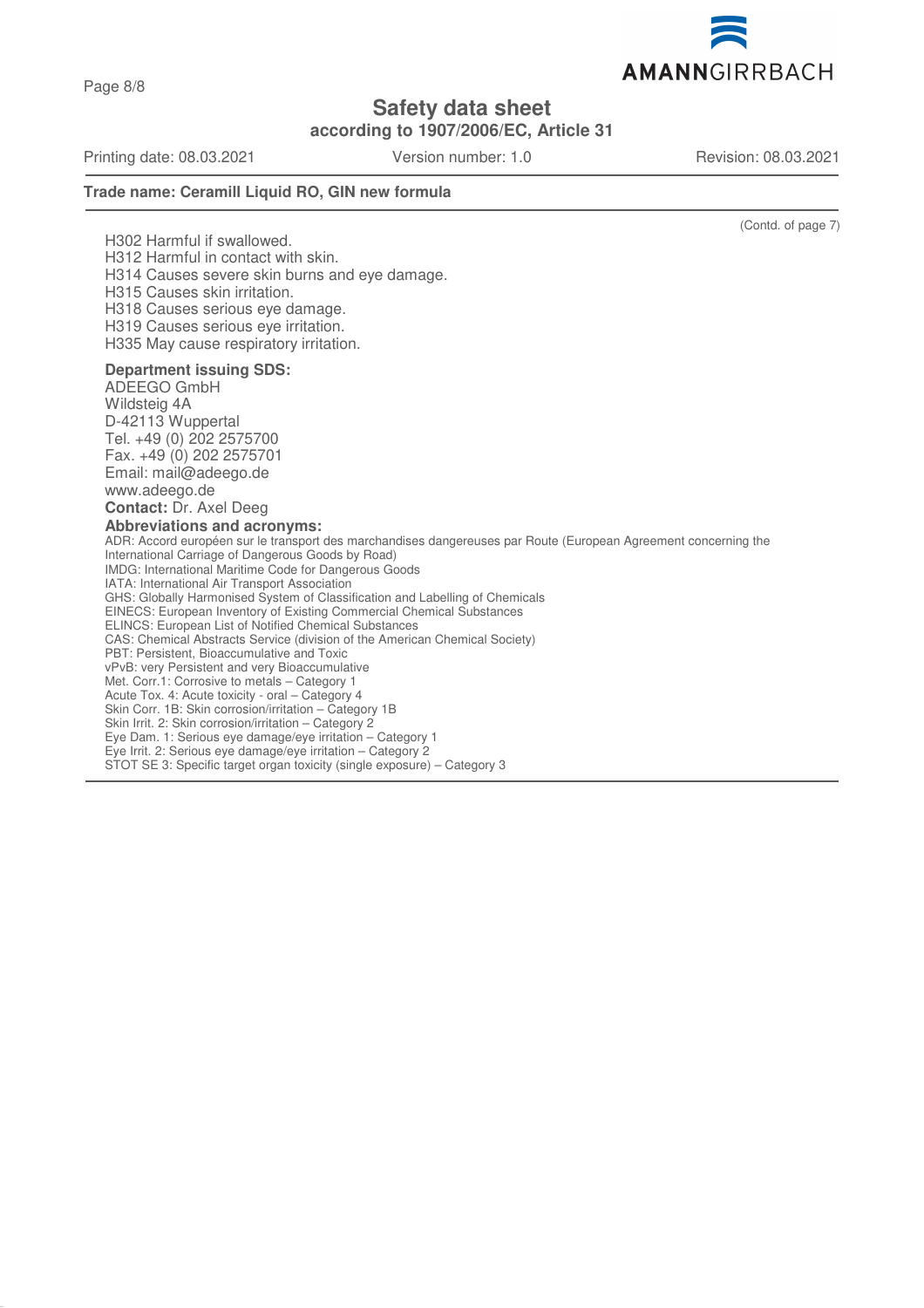(Contd. of page 7)

H302 Harmful if swallowed.
H312 Harmful in contact with skin.
H314 Causes severe skin burns and eye damage.
H315 Causes skin irritation.
H318 Causes serious eye damage.
H319 Causes serious eye irritation.
H335 May cause respiratory irritation.

**Department issuing SDS:**
ADEEGO GmbH
Wildsteig 4A
D-42113 Wuppertal
Tel. +49 (0) 202 2575700
Fax. +49 (0) 202 2575701
Email: mail@adeego.de
www.adeego.de
**Contact:** Dr. Axel Deeg

**Abbreviations and acronyms:**
ADR: Accord européen sur le transport des marchandises dangereuses par Route (European Agreement concerning the International Carriage of Dangerous Goods by Road)
IMDG: International Maritime Code for Dangerous Goods
IATA: International Air Transport Association
GHS: Globally Harmonised System of Classification and Labelling of Chemicals
EINECS: European Inventory of Existing Commercial Chemical Substances
ELINCS: European List of Notified Chemical Substances
CAS: Chemical Abstracts Service (division of the American Chemical Society)
PBT: Persistent, Bioaccumulative and Toxic
vPvB: very Persistent and very Bioaccumulative
Met. Corr.1: Corrosive to metals – Category 1
Acute Tox. 4: Acute toxicity - oral – Category 4
Skin Corr. 1B: Skin corrosion/irritation – Category 1B
Skin Irrit. 2: Skin corrosion/irritation – Category 2
Eye Dam. 1: Serious eye damage/eye irritation – Category 1
Eye Irrit. 2: Serious eye damage/eye irritation – Category 2
STOT SE 3: Specific target organ toxicity (single exposure) – Category 3